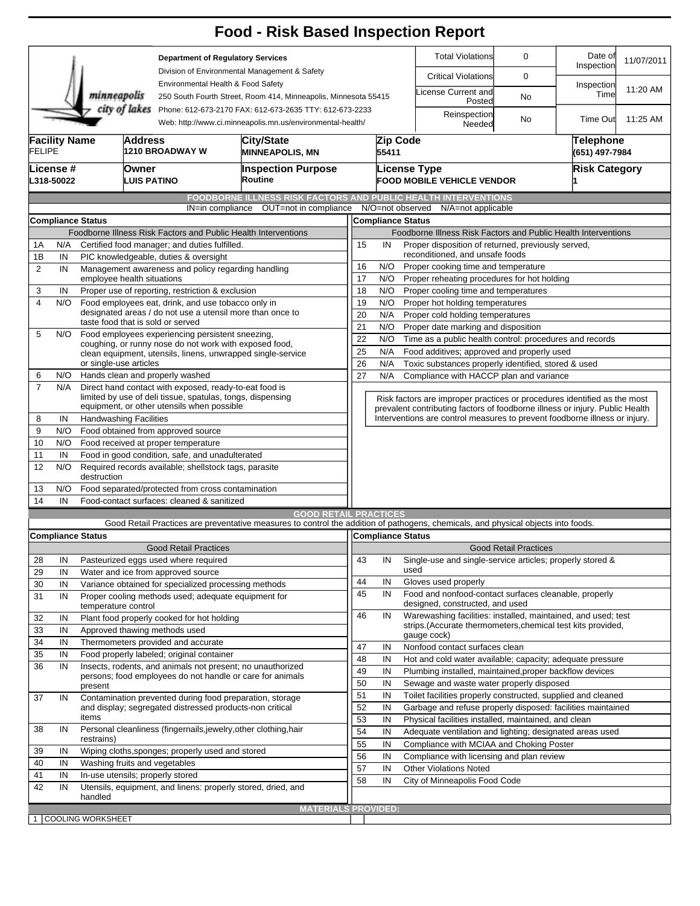# Food - Risk Based Inspection Report

**Department of Regulatory Services**
Division of Environmental Management & Safety
Environmental Health & Food Safety
250 South Fourth Street, Room 414, Minneapolis, Minnesota 55415
Phone: 612-673-2170 FAX: 612-673-2635 TTY: 612-673-2233
Web: http://www.ci.minneapolis.mn.us/environmental-health/

| | | | |
|---|---|---|---|
| Total Violations | 0 | Date of Inspection | 11/07/2011 |
| Critical Violations | 0 | Inspection Time | 11:20 AM |
| License Current and Posted | No | | |
| Reinspection Needed | No | Time Out | 11:25 AM |

| Facility Name | Address | City/State | Zip Code | Telephone |
|---|---|---|---|---|
| FELIPE | 1210 BROADWAY W | MINNEAPOLIS, MN | 55411 | (651) 497-7984 |

| License # | Owner | Inspection Purpose | License Type | Risk Category |
|---|---|---|---|---|
| L318-50022 | LUIS PATINO | Routine | FOOD MOBILE VEHICLE VENDOR | 1 |

## FOODBORNE ILLNESS RISK FACTORS AND PUBLIC HEALTH INTERVENTIONS

IN=in compliance OUT=not in compliance N/O=not observed N/A=not applicable

**Compliance Status** — Foodborne Illness Risk Factors and Public Health Interventions

| # | Status | Item |
|---|---|---|
| 1A | N/A | Certified food manager; and duties fulfilled. |
| 1B | IN | PIC knowledgeable, duties & oversight |
| 2 | IN | Management awareness and policy regarding handling employee health situations |
| 3 | IN | Proper use of reporting, restriction & exclusion |
| 4 | N/O | Food employees eat, drink, and use tobacco only in designated areas / do not use a utensil more than once to taste food that is sold or served |
| 5 | N/O | Food employees experiencing persistent sneezing, coughing, or runny nose do not work with exposed food, clean equipment, utensils, linens, unwrapped single-service or single-use articles |
| 6 | N/O | Hands clean and properly washed |
| 7 | N/A | Direct hand contact with exposed, ready-to-eat food is limited by use of deli tissue, spatulas, tongs, dispensing equipment, or other utensils when possible |
| 8 | IN | Handwashing Facilities |
| 9 | N/O | Food obtained from approved source |
| 10 | N/O | Food received at proper temperature |
| 11 | IN | Food in good condition, safe, and unadulterated |
| 12 | N/O | Required records available; shellstock tags, parasite destruction |
| 13 | N/O | Food separated/protected from cross contamination |
| 14 | IN | Food-contact surfaces: cleaned & sanitized |
| 15 | IN | Proper disposition of returned, previously served, reconditioned, and unsafe foods |
| 16 | N/O | Proper cooking time and temperature |
| 17 | N/O | Proper reheating procedures for hot holding |
| 18 | N/O | Proper cooling time and temperatures |
| 19 | N/O | Proper hot holding temperatures |
| 20 | N/A | Proper cold holding temperatures |
| 21 | N/O | Proper date marking and disposition |
| 22 | N/O | Time as a public health control: procedures and records |
| 25 | N/A | Food additives; approved and properly used |
| 26 | N/A | Toxic substances properly identified, stored & used |
| 27 | N/A | Compliance with HACCP plan and variance |

Risk factors are improper practices or procedures identified as the most prevalent contributing factors of foodborne illness or injury. Public Health Interventions are control measures to prevent foodborne illness or injury.

## GOOD RETAIL PRACTICES

Good Retail Practices are preventative measures to control the addition of pathogens, chemicals, and physical objects into foods.

**Compliance Status** — Good Retail Practices

| # | Status | Item |
|---|---|---|
| 28 | IN | Pasteurized eggs used where required |
| 29 | IN | Water and ice from approved source |
| 30 | IN | Variance obtained for specialized processing methods |
| 31 | IN | Proper cooling methods used; adequate equipment for temperature control |
| 32 | IN | Plant food properly cooked for hot holding |
| 33 | IN | Approved thawing methods used |
| 34 | IN | Thermometers provided and accurate |
| 35 | IN | Food properly labeled; original container |
| 36 | IN | Insects, rodents, and animals not present; no unauthorized persons; food employees do not handle or care for animals present |
| 37 | IN | Contamination prevented during food preparation, storage and display; segregated distressed products-non critical items |
| 38 | IN | Personal cleanliness (fingernails,jewelry,other clothing,hair restrains) |
| 39 | IN | Wiping cloths,sponges; properly used and stored |
| 40 | IN | Washing fruits and vegetables |
| 41 | IN | In-use utensils; properly stored |
| 42 | IN | Utensils, equipment, and linens: properly stored, dried, and handled |
| 43 | IN | Single-use and single-service articles; properly stored & used |
| 44 | IN | Gloves used properly |
| 45 | IN | Food and nonfood-contact surfaces cleanable, properly designed, constructed, and used |
| 46 | IN | Warewashing facilities: installed, maintained, and used; test strips.(Accurate thermometers,chemical test kits provided, gauge cock) |
| 47 | IN | Nonfood contact surfaces clean |
| 48 | IN | Hot and cold water available; capacity; adequate pressure |
| 49 | IN | Plumbing installed, maintained,proper backflow devices |
| 50 | IN | Sewage and waste water properly disposed |
| 51 | IN | Toilet facilities properly constructed, supplied and cleaned |
| 52 | IN | Garbage and refuse properly disposed: facilities maintained |
| 53 | IN | Physical facilities installed, maintained, and clean |
| 54 | IN | Adequate ventilation and lighting; designated areas used |
| 55 | IN | Compliance with MCIAA and Choking Poster |
| 56 | IN | Compliance with licensing and plan review |
| 57 | IN | Other Violations Noted |
| 58 | IN | City of Minneapolis Food Code |

## MATERIALS PROVIDED:

| Qty | Item |
|---|---|
| 1 | COOLING WORKSHEET |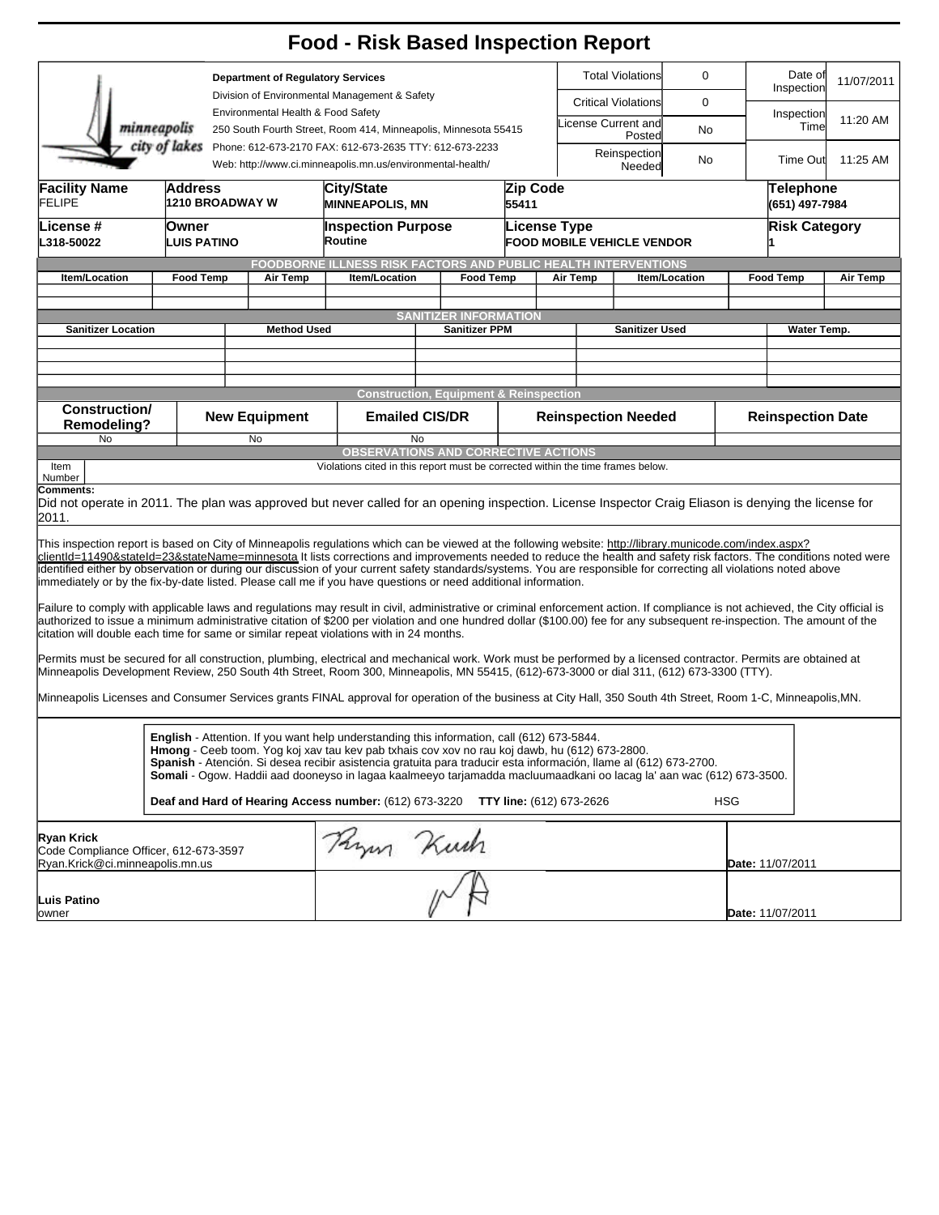# Food - Risk Based Inspection Report

| | | | |
|---|---|---|---|
| **Department of Regulatory Services**<br>Division of Environmental Management & Safety<br>Environmental Health & Food Safety<br>250 South Fourth Street, Room 414, Minneapolis, Minnesota 55415<br>Phone: 612-673-2170 FAX: 612-673-2635 TTY: 612-673-2233<br>Web: http://www.ci.minneapolis.mn.us/environmental-health/ | Total Violations: 0<br>Critical Violations: 0<br>License Current and Posted: No<br>Reinspection Needed: No | Date of Inspection: 11/07/2011<br>Inspection Time: 11:20 AM<br>Time Out: 11:25 AM | |

| Facility Name | Address | City/State | Zip Code | Telephone |
|---|---|---|---|---|
| FELIPE | 1210 BROADWAY W | MINNEAPOLIS, MN | 55411 | (651) 497-7984 |

| License # | Owner | Inspection Purpose | License Type | Risk Category |
|---|---|---|---|---|
| L318-50022 | LUIS PATINO | Routine | FOOD MOBILE VEHICLE VENDOR | 1 |

## FOODBORNE ILLNESS RISK FACTORS AND PUBLIC HEALTH INTERVENTIONS

| Item/Location | Food Temp | Air Temp | Item/Location | Food Temp | Air Temp | Item/Location | Food Temp | Air Temp |
|---|---|---|---|---|---|---|---|---|
| | | | | | | | | |

## SANITIZER INFORMATION

| Sanitizer Location | Method Used | Sanitizer PPM | Sanitizer Used | Water Temp. |
|---|---|---|---|---|
| | | | | |

## Construction, Equipment & Reinspection

| Construction/ Remodeling? | New Equipment | Emailed CIS/DR | Reinspection Needed | Reinspection Date |
|---|---|---|---|---|
| No | No | No | | |

## OBSERVATIONS AND CORRECTIVE ACTIONS

| Item Number | Violations cited in this report must be corrected within the time frames below. |
|---|---|

**Comments:**

Did not operate in 2011. The plan was approved but never called for an opening inspection. License Inspector Craig Eliason is denying the license for 2011.

This inspection report is based on City of Minneapolis regulations which can be viewed at the following website: http://library.municode.com/index.aspx?clientId=11490&stateId=23&stateName=minnesota It lists corrections and improvements needed to reduce the health and safety risk factors. The conditions noted were identified either by observation or during our discussion of your current safety standards/systems. You are responsible for correcting all violations noted above immediately or by the fix-by-date listed. Please call me if you have questions or need additional information.

Failure to comply with applicable laws and regulations may result in civil, administrative or criminal enforcement action. If compliance is not achieved, the City official is authorized to issue a minimum administrative citation of $200 per violation and one hundred dollar ($100.00) fee for any subsequent re-inspection. The amount of the citation will double each time for same or similar repeat violations with in 24 months.

Permits must be secured for all construction, plumbing, electrical and mechanical work. Work must be performed by a licensed contractor. Permits are obtained at Minneapolis Development Review, 250 South 4th Street, Room 300, Minneapolis, MN 55415, (612)-673-3000 or dial 311, (612) 673-3300 (TTY).

Minneapolis Licenses and Consumer Services grants FINAL approval for operation of the business at City Hall, 350 South 4th Street, Room 1-C, Minneapolis,MN.

**English** - Attention. If you want help understanding this information, call (612) 673-5844.
**Hmong** - Ceeb toom. Yog koj xav tau kev pab txhais cov xov no rau koj dawb, hu (612) 673-2800.
**Spanish** - Atención. Si desea recibir asistencia gratuita para traducir esta información, llame al (612) 673-2700.
**Somali** - Ogow. Haddii aad dooneyso in lagaa kaalmeeyo tarjamadda macluumaadkani oo lacag la' aan wac (612) 673-3500.

**Deaf and Hard of Hearing Access number:** (612) 673-3220 **TTY line:** (612) 673-2626 HSG

**Ryan Krick**
Code Compliance Officer, 612-673-3597
Ryan.Krick@ci.minneapolis.mn.us
**Date:** 11/07/2011

**Luis Patino**
owner
**Date:** 11/07/2011